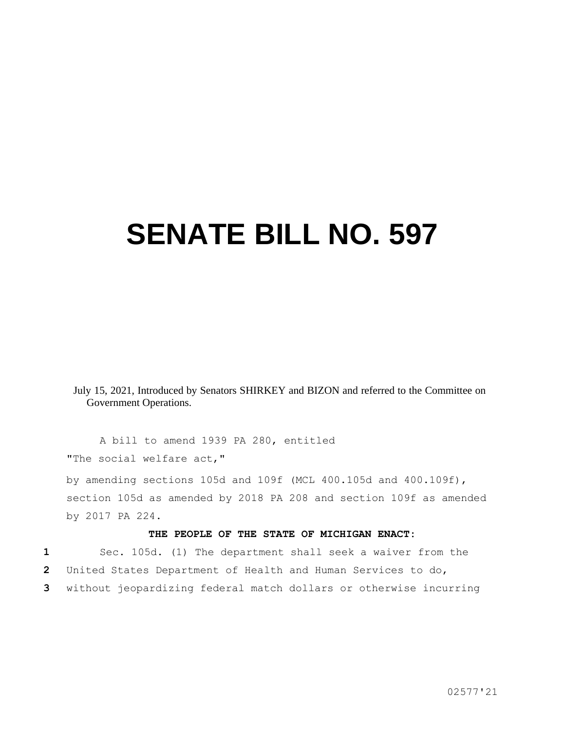# SENATE BILL NO. 597

July 15, 2021, Introduced by Senators SHIRKEY and BIZON and referred to the Committee on Government Operations.

A bill to amend 1939 PA 280, entitled

"The social welfare act,"

by amending sections 105d and 109f (MCL 400.105d and 400.109f), section 105d as amended by 2018 PA 208 and section 109f as amended by 2017 PA 224.

**THE PEOPLE OF THE STATE OF MICHIGAN ENACT:**

1 Sec. 105d. (1) The department shall seek a waiver from the
2 United States Department of Health and Human Services to do,
3 without jeopardizing federal match dollars or otherwise incurring

02577'21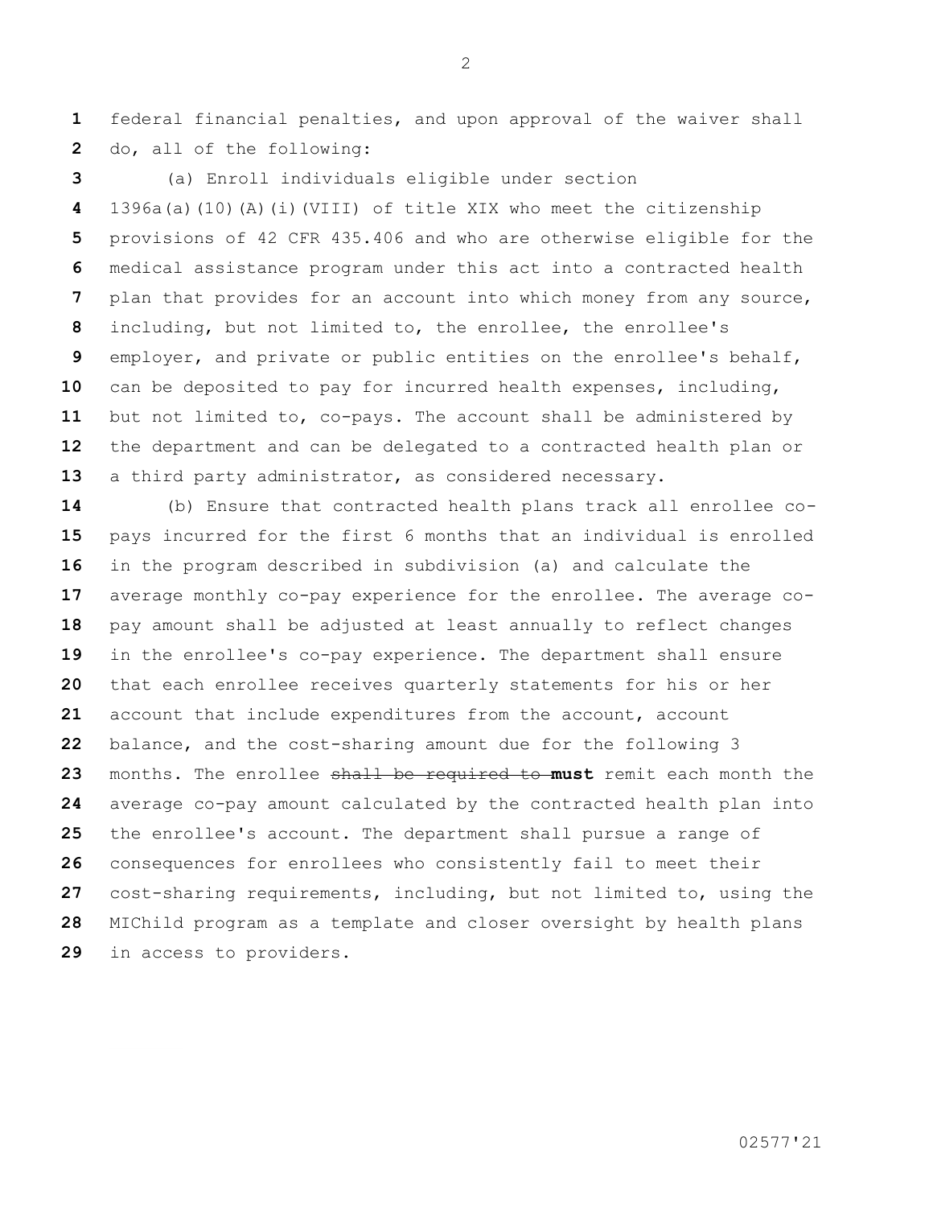federal financial penalties, and upon approval of the waiver shall do, all of the following:

(a) Enroll individuals eligible under section 1396a(a)(10)(A)(i)(VIII) of title XIX who meet the citizenship provisions of 42 CFR 435.406 and who are otherwise eligible for the medical assistance program under this act into a contracted health plan that provides for an account into which money from any source, including, but not limited to, the enrollee, the enrollee's employer, and private or public entities on the enrollee's behalf, can be deposited to pay for incurred health expenses, including, but not limited to, co-pays. The account shall be administered by the department and can be delegated to a contracted health plan or a third party administrator, as considered necessary.

(b) Ensure that contracted health plans track all enrollee co-pays incurred for the first 6 months that an individual is enrolled in the program described in subdivision (a) and calculate the average monthly co-pay experience for the enrollee. The average co-pay amount shall be adjusted at least annually to reflect changes in the enrollee's co-pay experience. The department shall ensure that each enrollee receives quarterly statements for his or her account that include expenditures from the account, account balance, and the cost-sharing amount due for the following 3 months. The enrollee ~~shall be required to~~ **must** remit each month the average co-pay amount calculated by the contracted health plan into the enrollee's account. The department shall pursue a range of consequences for enrollees who consistently fail to meet their cost-sharing requirements, including, but not limited to, using the MIChild program as a template and closer oversight by health plans in access to providers.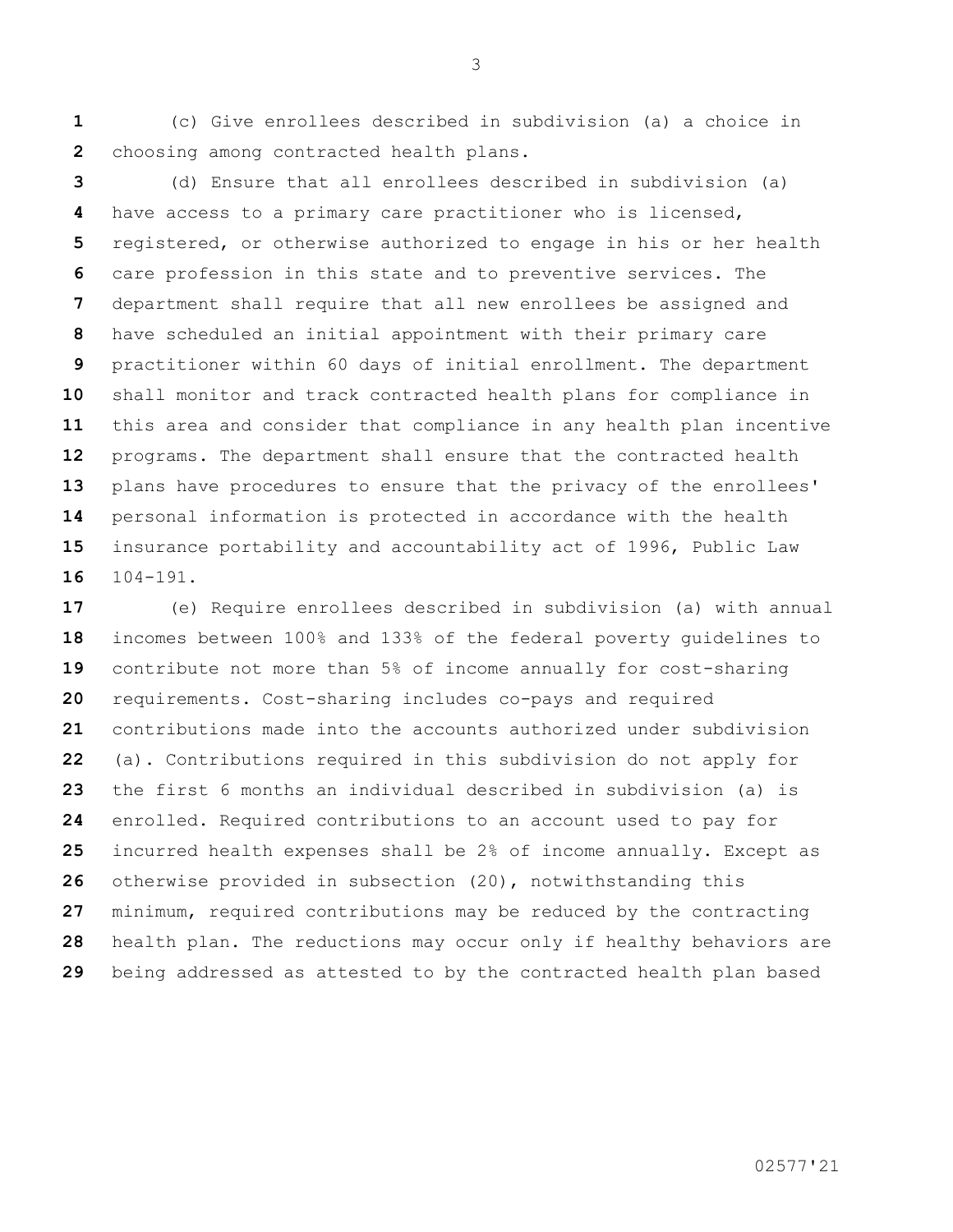(c) Give enrollees described in subdivision (a) a choice in choosing among contracted health plans.

(d) Ensure that all enrollees described in subdivision (a) have access to a primary care practitioner who is licensed, registered, or otherwise authorized to engage in his or her health care profession in this state and to preventive services. The department shall require that all new enrollees be assigned and have scheduled an initial appointment with their primary care practitioner within 60 days of initial enrollment. The department shall monitor and track contracted health plans for compliance in this area and consider that compliance in any health plan incentive programs. The department shall ensure that the contracted health plans have procedures to ensure that the privacy of the enrollees' personal information is protected in accordance with the health insurance portability and accountability act of 1996, Public Law 104-191.

(e) Require enrollees described in subdivision (a) with annual incomes between 100% and 133% of the federal poverty guidelines to contribute not more than 5% of income annually for cost-sharing requirements. Cost-sharing includes co-pays and required contributions made into the accounts authorized under subdivision (a). Contributions required in this subdivision do not apply for the first 6 months an individual described in subdivision (a) is enrolled. Required contributions to an account used to pay for incurred health expenses shall be 2% of income annually. Except as otherwise provided in subsection (20), notwithstanding this minimum, required contributions may be reduced by the contracting health plan. The reductions may occur only if healthy behaviors are being addressed as attested to by the contracted health plan based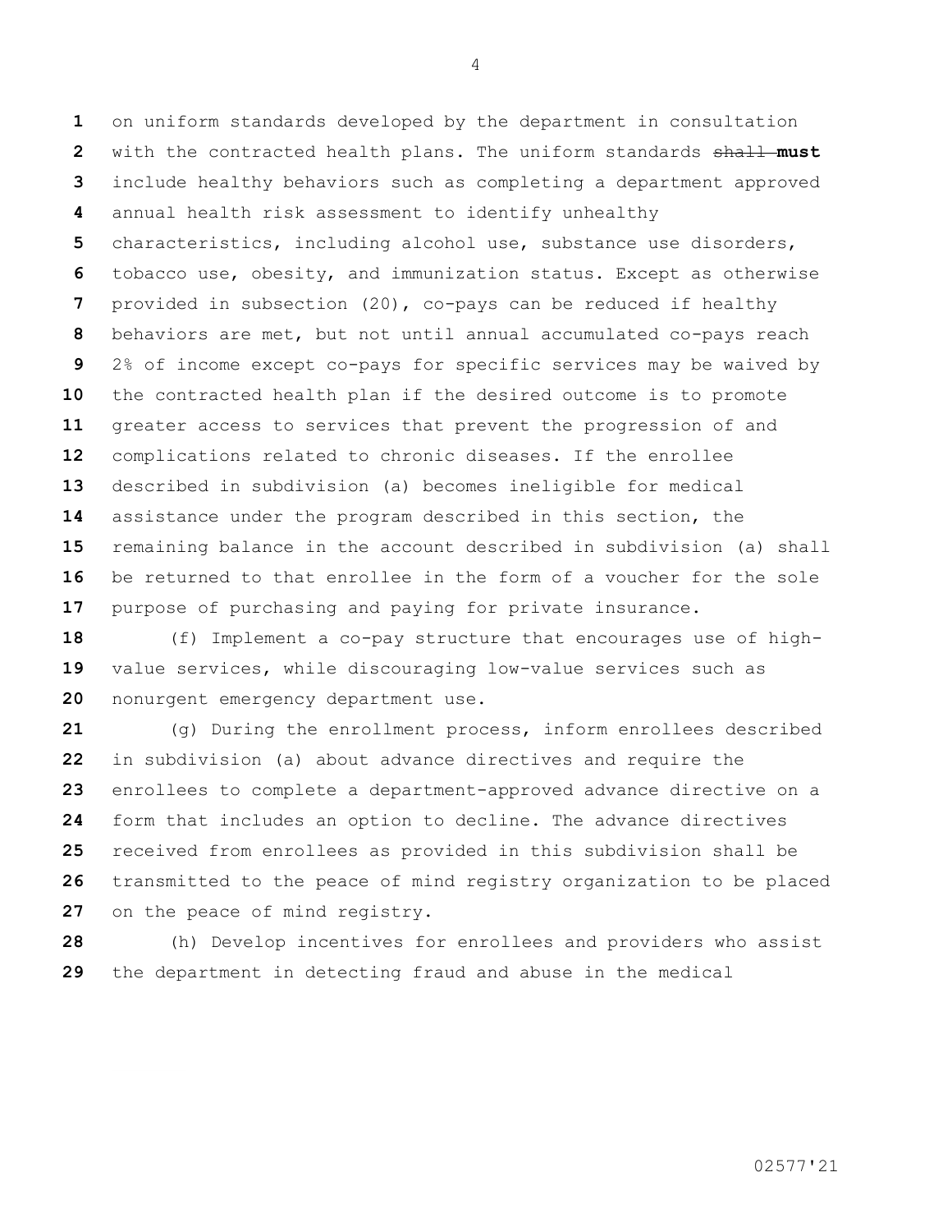on uniform standards developed by the department in consultation with the contracted health plans. The uniform standards ~~shall~~ **must** include healthy behaviors such as completing a department approved annual health risk assessment to identify unhealthy characteristics, including alcohol use, substance use disorders, tobacco use, obesity, and immunization status. Except as otherwise provided in subsection (20), co-pays can be reduced if healthy behaviors are met, but not until annual accumulated co-pays reach 2% of income except co-pays for specific services may be waived by the contracted health plan if the desired outcome is to promote greater access to services that prevent the progression of and complications related to chronic diseases. If the enrollee described in subdivision (a) becomes ineligible for medical assistance under the program described in this section, the remaining balance in the account described in subdivision (a) shall be returned to that enrollee in the form of a voucher for the sole purpose of purchasing and paying for private insurance.

(f) Implement a co-pay structure that encourages use of high-value services, while discouraging low-value services such as nonurgent emergency department use.

(g) During the enrollment process, inform enrollees described in subdivision (a) about advance directives and require the enrollees to complete a department-approved advance directive on a form that includes an option to decline. The advance directives received from enrollees as provided in this subdivision shall be transmitted to the peace of mind registry organization to be placed on the peace of mind registry.

(h) Develop incentives for enrollees and providers who assist the department in detecting fraud and abuse in the medical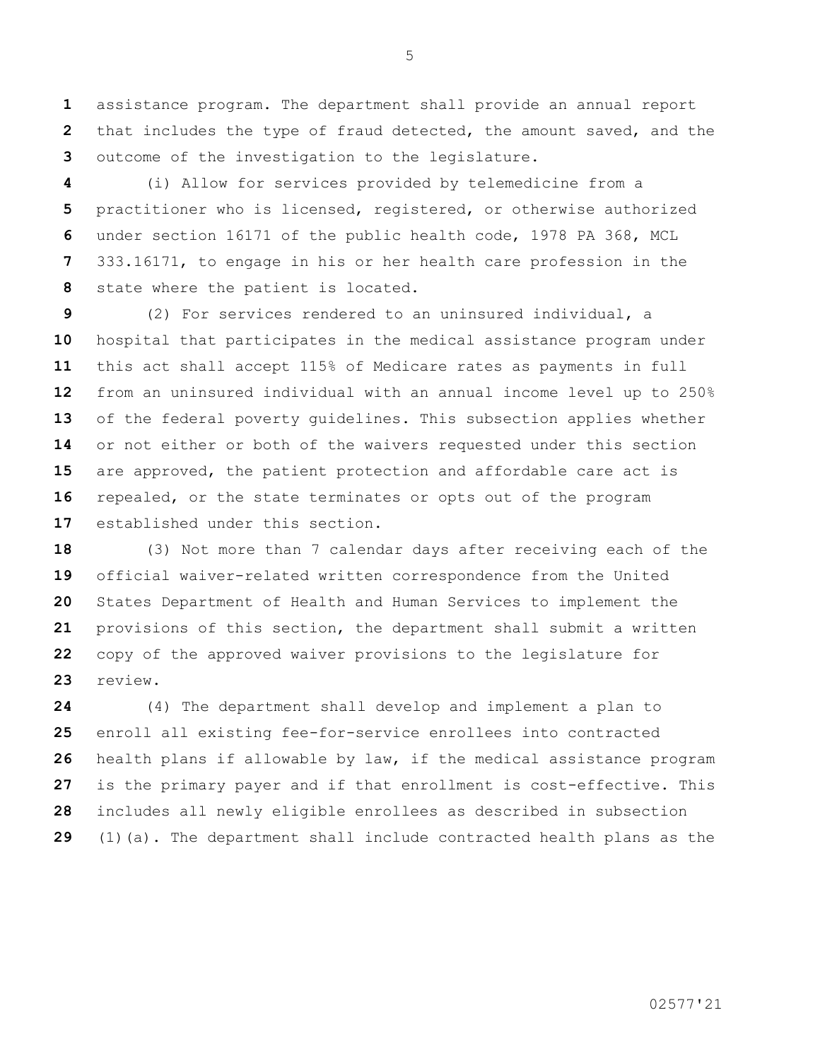assistance program. The department shall provide an annual report that includes the type of fraud detected, the amount saved, and the outcome of the investigation to the legislature.

(i) Allow for services provided by telemedicine from a practitioner who is licensed, registered, or otherwise authorized under section 16171 of the public health code, 1978 PA 368, MCL 333.16171, to engage in his or her health care profession in the state where the patient is located.

(2) For services rendered to an uninsured individual, a hospital that participates in the medical assistance program under this act shall accept 115% of Medicare rates as payments in full from an uninsured individual with an annual income level up to 250% of the federal poverty guidelines. This subsection applies whether or not either or both of the waivers requested under this section are approved, the patient protection and affordable care act is repealed, or the state terminates or opts out of the program established under this section.

(3) Not more than 7 calendar days after receiving each of the official waiver-related written correspondence from the United States Department of Health and Human Services to implement the provisions of this section, the department shall submit a written copy of the approved waiver provisions to the legislature for review.

(4) The department shall develop and implement a plan to enroll all existing fee-for-service enrollees into contracted health plans if allowable by law, if the medical assistance program is the primary payer and if that enrollment is cost-effective. This includes all newly eligible enrollees as described in subsection (1)(a). The department shall include contracted health plans as the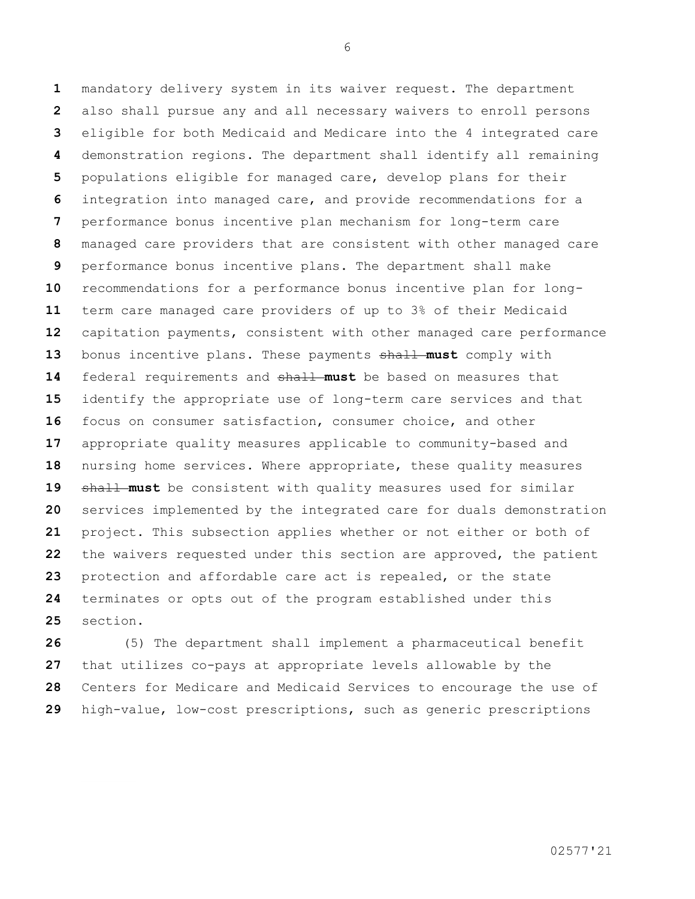mandatory delivery system in its waiver request. The department also shall pursue any and all necessary waivers to enroll persons eligible for both Medicaid and Medicare into the 4 integrated care demonstration regions. The department shall identify all remaining populations eligible for managed care, develop plans for their integration into managed care, and provide recommendations for a performance bonus incentive plan mechanism for long-term care managed care providers that are consistent with other managed care performance bonus incentive plans. The department shall make recommendations for a performance bonus incentive plan for long-term care managed care providers of up to 3% of their Medicaid capitation payments, consistent with other managed care performance bonus incentive plans. These payments ~~shall~~ **must** comply with federal requirements and ~~shall~~ **must** be based on measures that identify the appropriate use of long-term care services and that focus on consumer satisfaction, consumer choice, and other appropriate quality measures applicable to community-based and nursing home services. Where appropriate, these quality measures ~~shall~~ **must** be consistent with quality measures used for similar services implemented by the integrated care for duals demonstration project. This subsection applies whether or not either or both of the waivers requested under this section are approved, the patient protection and affordable care act is repealed, or the state terminates or opts out of the program established under this section.

(5) The department shall implement a pharmaceutical benefit that utilizes co-pays at appropriate levels allowable by the Centers for Medicare and Medicaid Services to encourage the use of high-value, low-cost prescriptions, such as generic prescriptions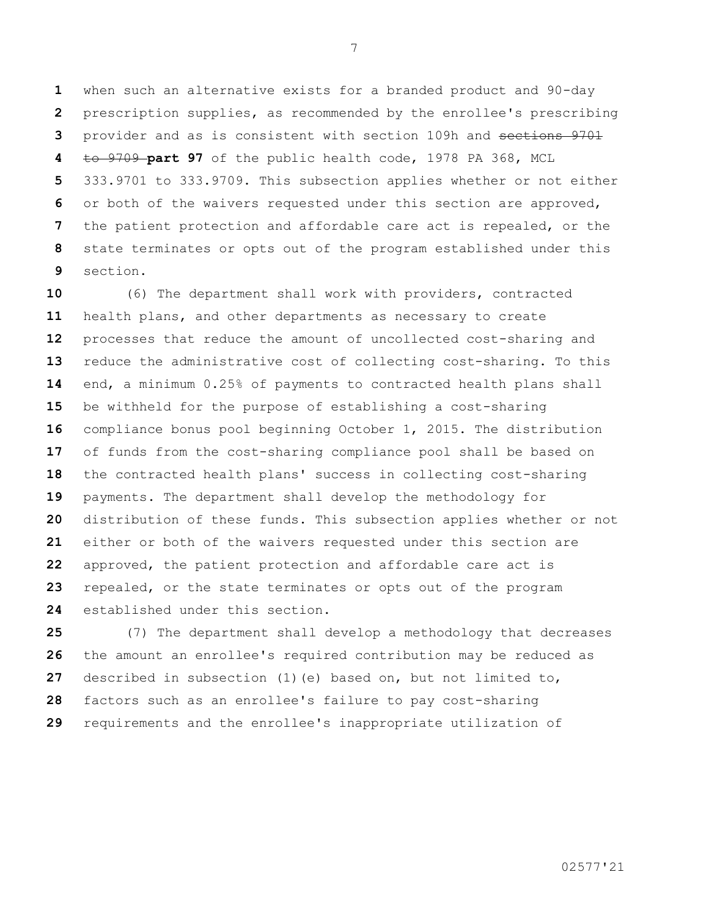when such an alternative exists for a branded product and 90-day prescription supplies, as recommended by the enrollee's prescribing provider and as is consistent with section 109h and ~~sections 9701 to 9709~~ **part 97** of the public health code, 1978 PA 368, MCL 333.9701 to 333.9709. This subsection applies whether or not either or both of the waivers requested under this section are approved, the patient protection and affordable care act is repealed, or the state terminates or opts out of the program established under this section.

(6) The department shall work with providers, contracted health plans, and other departments as necessary to create processes that reduce the amount of uncollected cost-sharing and reduce the administrative cost of collecting cost-sharing. To this end, a minimum 0.25% of payments to contracted health plans shall be withheld for the purpose of establishing a cost-sharing compliance bonus pool beginning October 1, 2015. The distribution of funds from the cost-sharing compliance pool shall be based on the contracted health plans' success in collecting cost-sharing payments. The department shall develop the methodology for distribution of these funds. This subsection applies whether or not either or both of the waivers requested under this section are approved, the patient protection and affordable care act is repealed, or the state terminates or opts out of the program established under this section.

(7) The department shall develop a methodology that decreases the amount an enrollee's required contribution may be reduced as described in subsection (1)(e) based on, but not limited to, factors such as an enrollee's failure to pay cost-sharing requirements and the enrollee's inappropriate utilization of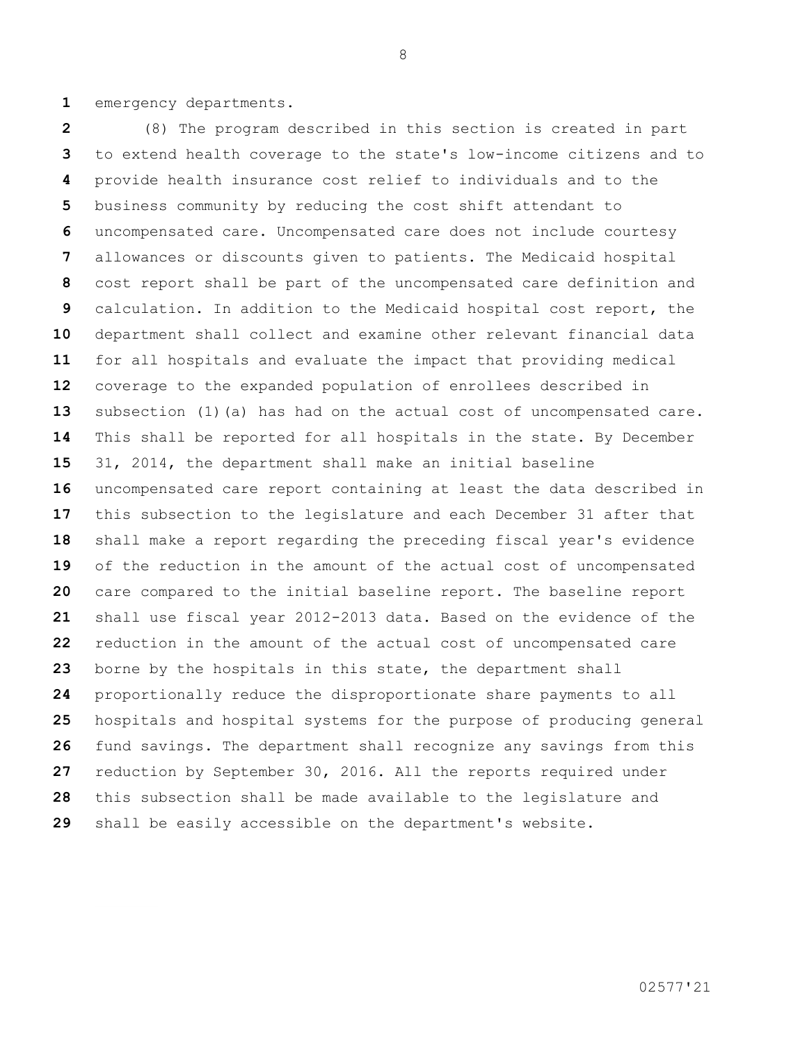emergency departments.

(8) The program described in this section is created in part to extend health coverage to the state's low-income citizens and to provide health insurance cost relief to individuals and to the business community by reducing the cost shift attendant to uncompensated care. Uncompensated care does not include courtesy allowances or discounts given to patients. The Medicaid hospital cost report shall be part of the uncompensated care definition and calculation. In addition to the Medicaid hospital cost report, the department shall collect and examine other relevant financial data for all hospitals and evaluate the impact that providing medical coverage to the expanded population of enrollees described in subsection (1)(a) has had on the actual cost of uncompensated care. This shall be reported for all hospitals in the state. By December 31, 2014, the department shall make an initial baseline uncompensated care report containing at least the data described in this subsection to the legislature and each December 31 after that shall make a report regarding the preceding fiscal year's evidence of the reduction in the amount of the actual cost of uncompensated care compared to the initial baseline report. The baseline report shall use fiscal year 2012-2013 data. Based on the evidence of the reduction in the amount of the actual cost of uncompensated care borne by the hospitals in this state, the department shall proportionally reduce the disproportionate share payments to all hospitals and hospital systems for the purpose of producing general fund savings. The department shall recognize any savings from this reduction by September 30, 2016. All the reports required under this subsection shall be made available to the legislature and shall be easily accessible on the department's website.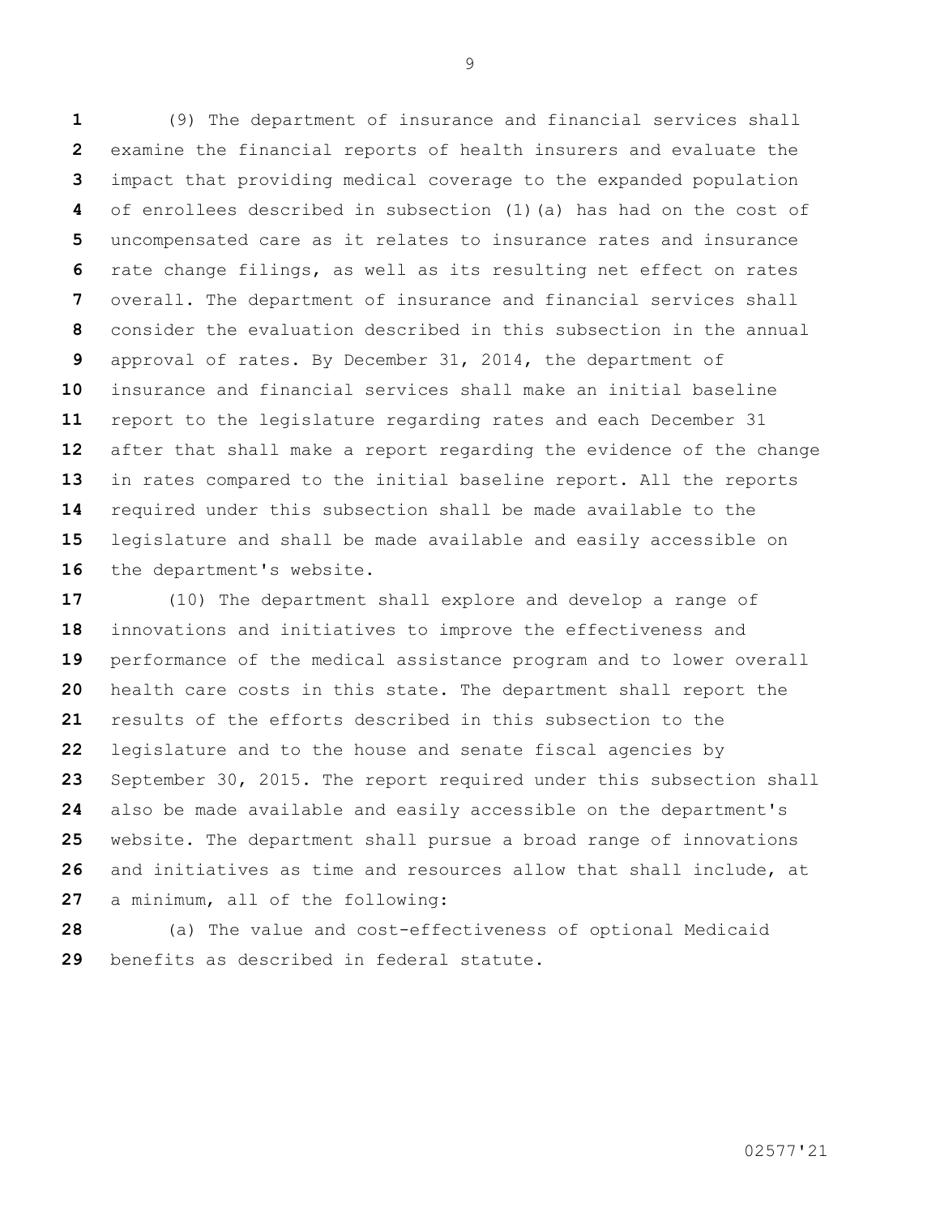(9) The department of insurance and financial services shall examine the financial reports of health insurers and evaluate the impact that providing medical coverage to the expanded population of enrollees described in subsection (1)(a) has had on the cost of uncompensated care as it relates to insurance rates and insurance rate change filings, as well as its resulting net effect on rates overall. The department of insurance and financial services shall consider the evaluation described in this subsection in the annual approval of rates. By December 31, 2014, the department of insurance and financial services shall make an initial baseline report to the legislature regarding rates and each December 31 after that shall make a report regarding the evidence of the change in rates compared to the initial baseline report. All the reports required under this subsection shall be made available to the legislature and shall be made available and easily accessible on the department's website.

(10) The department shall explore and develop a range of innovations and initiatives to improve the effectiveness and performance of the medical assistance program and to lower overall health care costs in this state. The department shall report the results of the efforts described in this subsection to the legislature and to the house and senate fiscal agencies by September 30, 2015. The report required under this subsection shall also be made available and easily accessible on the department's website. The department shall pursue a broad range of innovations and initiatives as time and resources allow that shall include, at a minimum, all of the following:

(a) The value and cost-effectiveness of optional Medicaid benefits as described in federal statute.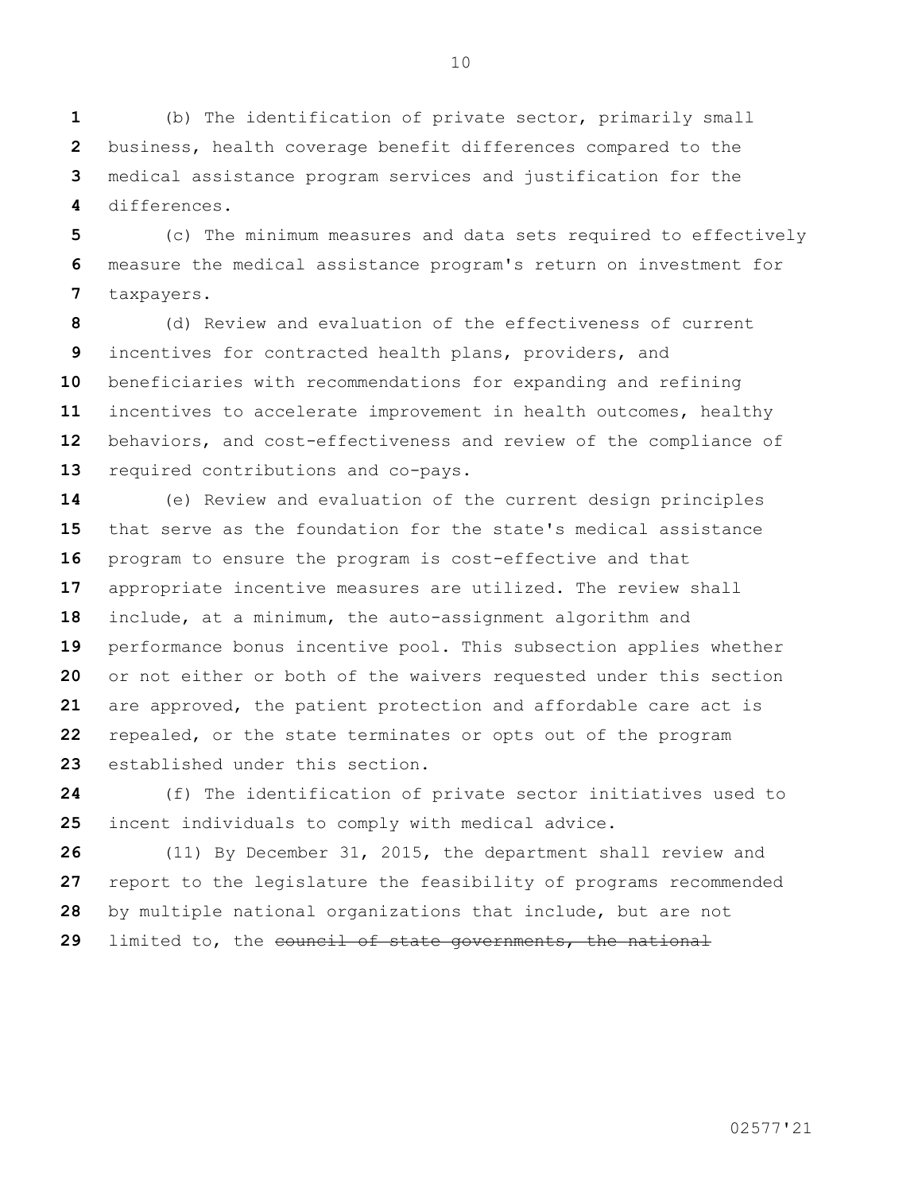(b) The identification of private sector, primarily small business, health coverage benefit differences compared to the medical assistance program services and justification for the differences.

(c) The minimum measures and data sets required to effectively measure the medical assistance program's return on investment for taxpayers.

(d) Review and evaluation of the effectiveness of current incentives for contracted health plans, providers, and beneficiaries with recommendations for expanding and refining incentives to accelerate improvement in health outcomes, healthy behaviors, and cost-effectiveness and review of the compliance of required contributions and co-pays.

(e) Review and evaluation of the current design principles that serve as the foundation for the state's medical assistance program to ensure the program is cost-effective and that appropriate incentive measures are utilized. The review shall include, at a minimum, the auto-assignment algorithm and performance bonus incentive pool. This subsection applies whether or not either or both of the waivers requested under this section are approved, the patient protection and affordable care act is repealed, or the state terminates or opts out of the program established under this section.

(f) The identification of private sector initiatives used to incent individuals to comply with medical advice.

(11) By December 31, 2015, the department shall review and report to the legislature the feasibility of programs recommended by multiple national organizations that include, but are not limited to, the ~~council of state governments, the national~~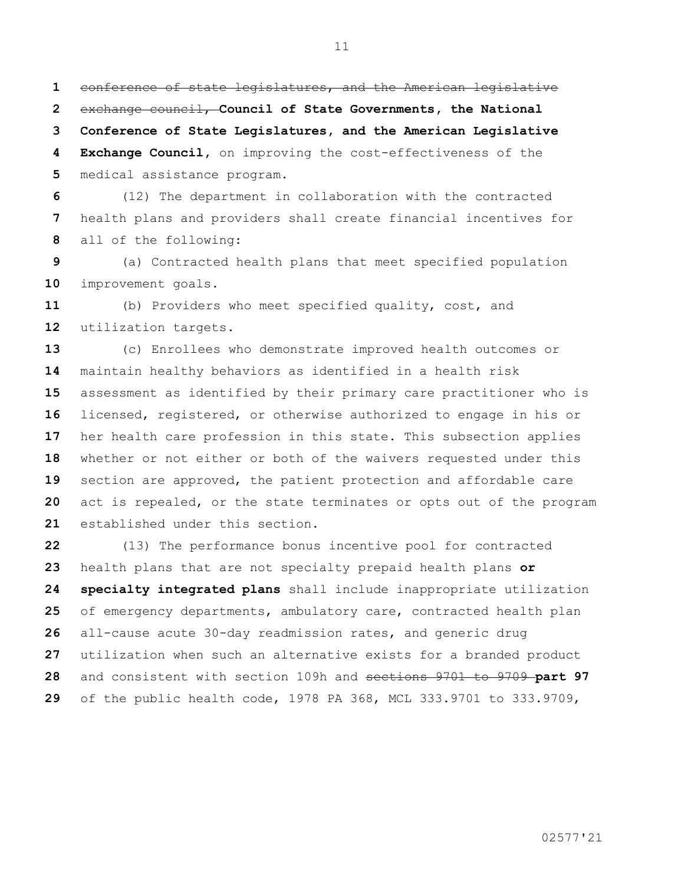~~conference of state legislatures, and the American legislative exchange council,~~ **Council of State Governments, the National Conference of State Legislatures, and the American Legislative Exchange Council**, on improving the cost-effectiveness of the medical assistance program.

(12) The department in collaboration with the contracted health plans and providers shall create financial incentives for all of the following:

(a) Contracted health plans that meet specified population improvement goals.

(b) Providers who meet specified quality, cost, and utilization targets.

(c) Enrollees who demonstrate improved health outcomes or maintain healthy behaviors as identified in a health risk assessment as identified by their primary care practitioner who is licensed, registered, or otherwise authorized to engage in his or her health care profession in this state. This subsection applies whether or not either or both of the waivers requested under this section are approved, the patient protection and affordable care act is repealed, or the state terminates or opts out of the program established under this section.

(13) The performance bonus incentive pool for contracted health plans that are not specialty prepaid health plans **or specialty integrated plans** shall include inappropriate utilization of emergency departments, ambulatory care, contracted health plan all-cause acute 30-day readmission rates, and generic drug utilization when such an alternative exists for a branded product and consistent with section 109h and ~~sections 9701 to 9709~~ **part 97** of the public health code, 1978 PA 368, MCL 333.9701 to 333.9709,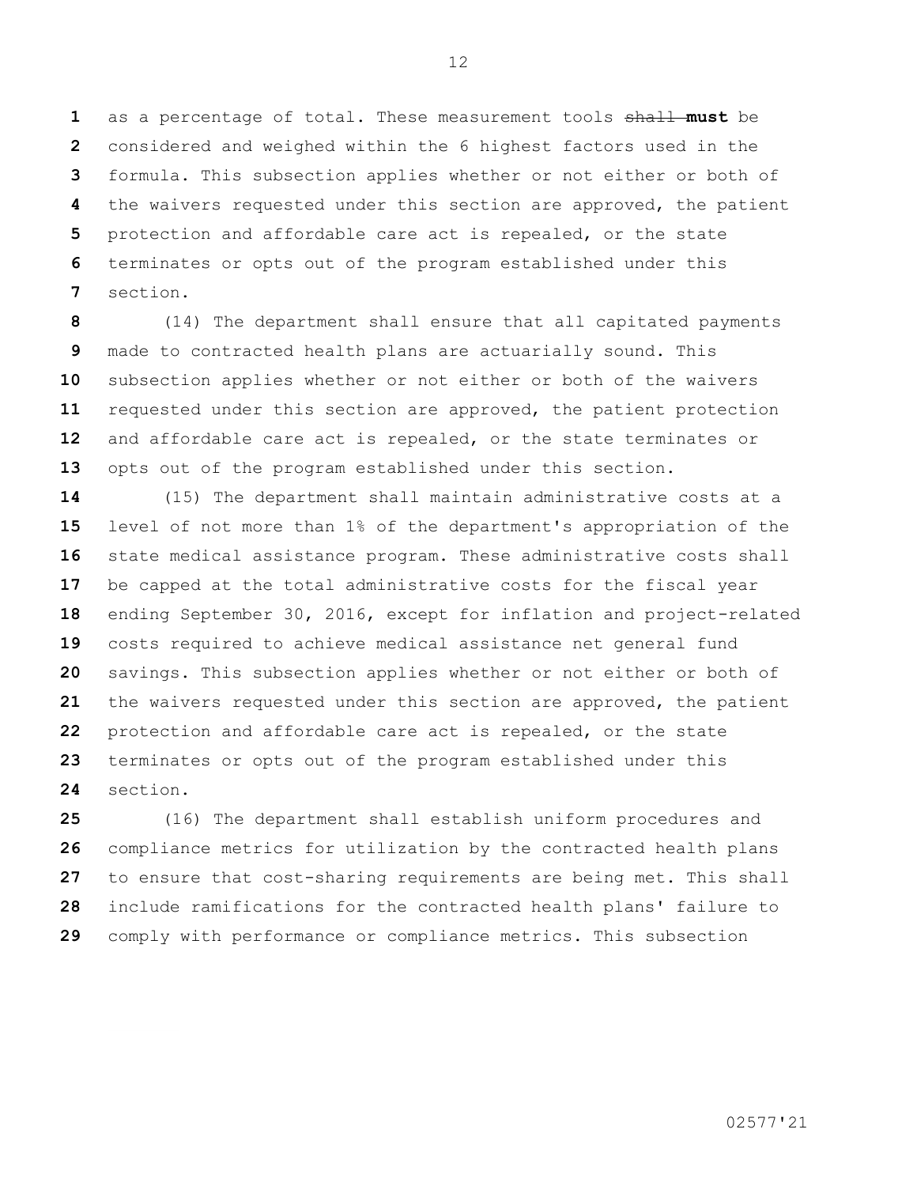as a percentage of total. These measurement tools ~~shall~~ **must** be considered and weighed within the 6 highest factors used in the formula. This subsection applies whether or not either or both of the waivers requested under this section are approved, the patient protection and affordable care act is repealed, or the state terminates or opts out of the program established under this section.

(14) The department shall ensure that all capitated payments made to contracted health plans are actuarially sound. This subsection applies whether or not either or both of the waivers requested under this section are approved, the patient protection and affordable care act is repealed, or the state terminates or opts out of the program established under this section.

(15) The department shall maintain administrative costs at a level of not more than 1% of the department's appropriation of the state medical assistance program. These administrative costs shall be capped at the total administrative costs for the fiscal year ending September 30, 2016, except for inflation and project-related costs required to achieve medical assistance net general fund savings. This subsection applies whether or not either or both of the waivers requested under this section are approved, the patient protection and affordable care act is repealed, or the state terminates or opts out of the program established under this section.

(16) The department shall establish uniform procedures and compliance metrics for utilization by the contracted health plans to ensure that cost-sharing requirements are being met. This shall include ramifications for the contracted health plans' failure to comply with performance or compliance metrics. This subsection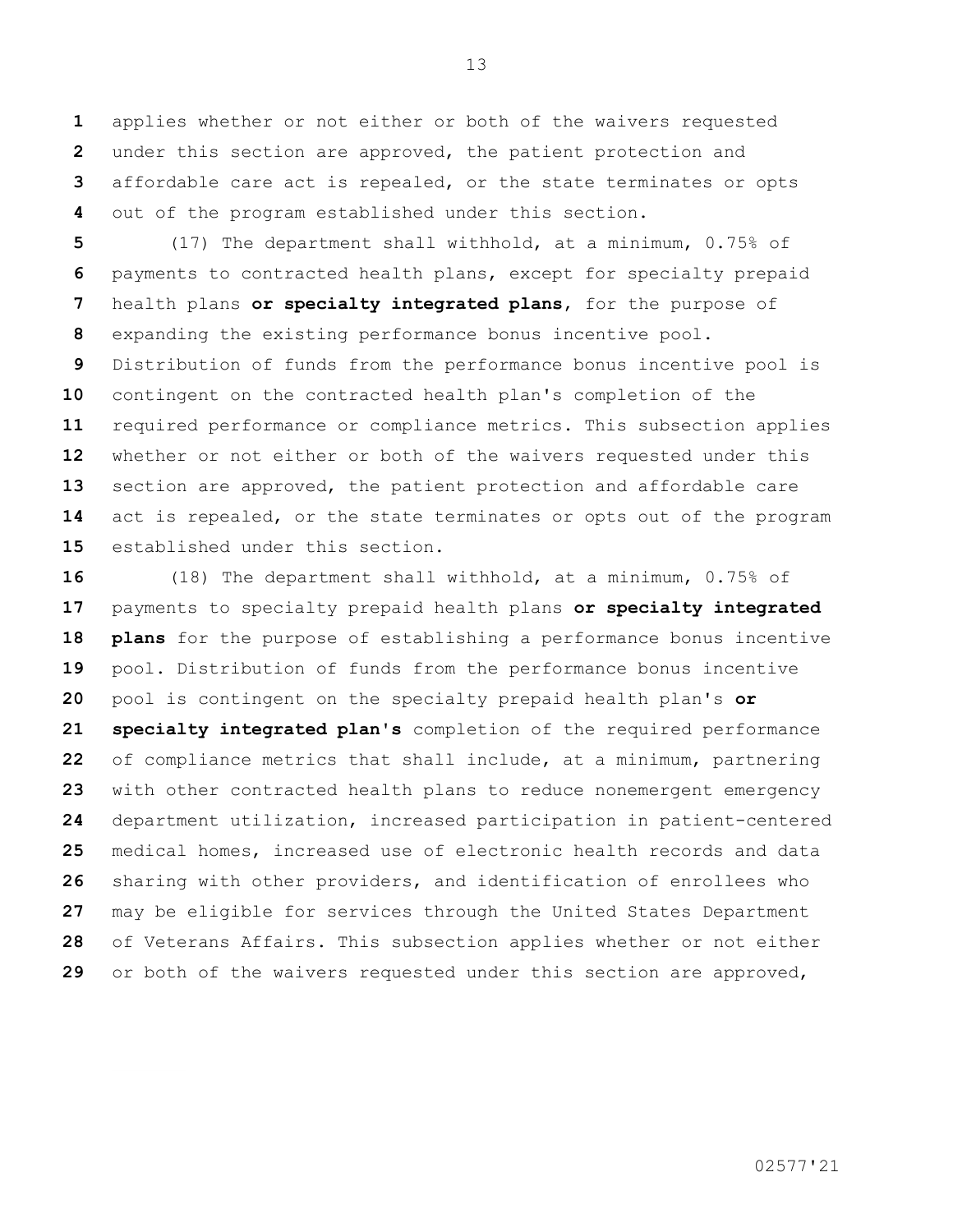applies whether or not either or both of the waivers requested under this section are approved, the patient protection and affordable care act is repealed, or the state terminates or opts out of the program established under this section.

(17) The department shall withhold, at a minimum, 0.75% of payments to contracted health plans, except for specialty prepaid health plans **or specialty integrated plans**, for the purpose of expanding the existing performance bonus incentive pool. Distribution of funds from the performance bonus incentive pool is contingent on the contracted health plan's completion of the required performance or compliance metrics. This subsection applies whether or not either or both of the waivers requested under this section are approved, the patient protection and affordable care act is repealed, or the state terminates or opts out of the program established under this section.

(18) The department shall withhold, at a minimum, 0.75% of payments to specialty prepaid health plans **or specialty integrated plans** for the purpose of establishing a performance bonus incentive pool. Distribution of funds from the performance bonus incentive pool is contingent on the specialty prepaid health plan's **or specialty integrated plan's** completion of the required performance of compliance metrics that shall include, at a minimum, partnering with other contracted health plans to reduce nonemergent emergency department utilization, increased participation in patient-centered medical homes, increased use of electronic health records and data sharing with other providers, and identification of enrollees who may be eligible for services through the United States Department of Veterans Affairs. This subsection applies whether or not either or both of the waivers requested under this section are approved,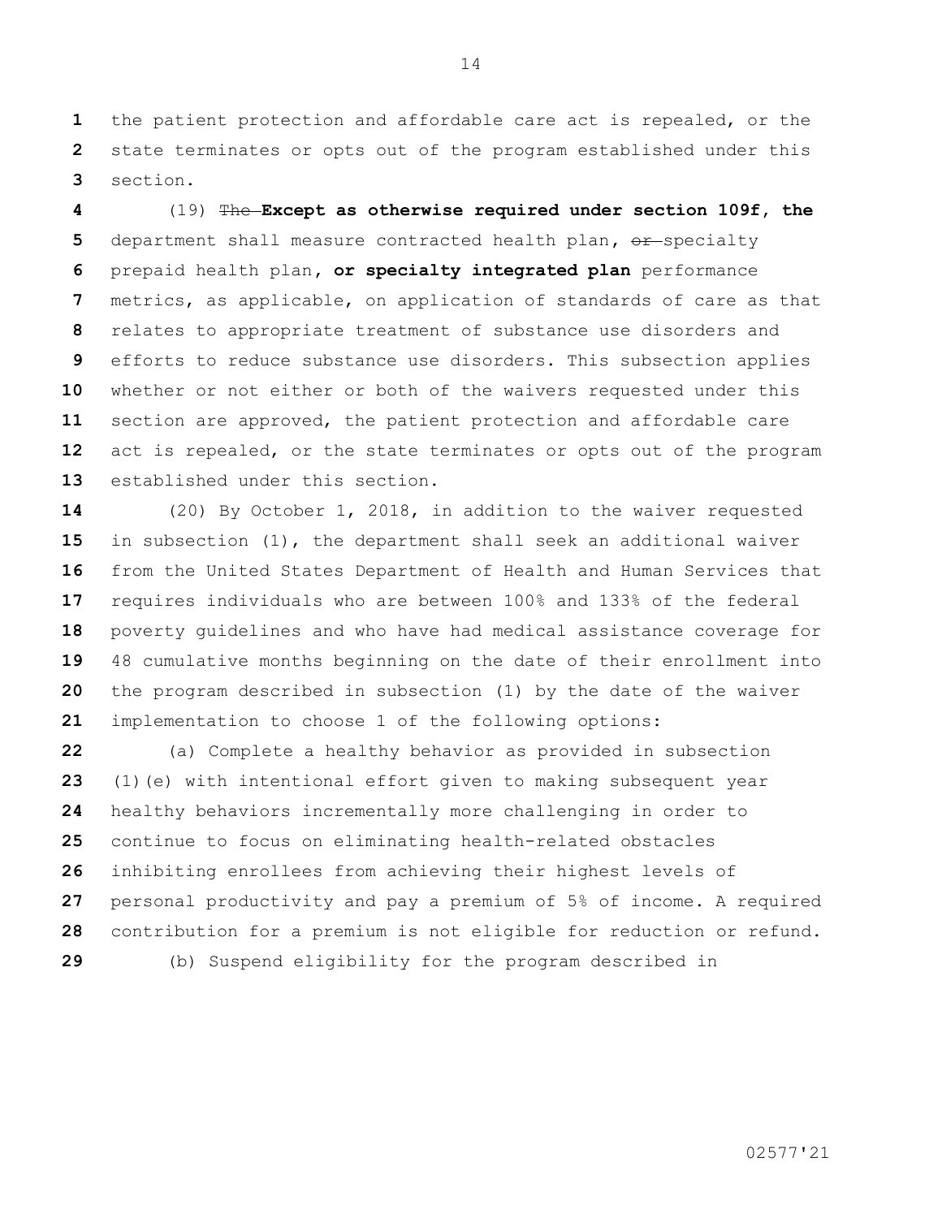the patient protection and affordable care act is repealed, or the state terminates or opts out of the program established under this section.

(19) ~~The~~ **Except as otherwise required under section 109f, the** department shall measure contracted health plan, ~~or~~ specialty prepaid health plan**, or specialty integrated plan** performance metrics, as applicable, on application of standards of care as that relates to appropriate treatment of substance use disorders and efforts to reduce substance use disorders. This subsection applies whether or not either or both of the waivers requested under this section are approved, the patient protection and affordable care act is repealed, or the state terminates or opts out of the program established under this section.

(20) By October 1, 2018, in addition to the waiver requested in subsection (1), the department shall seek an additional waiver from the United States Department of Health and Human Services that requires individuals who are between 100% and 133% of the federal poverty guidelines and who have had medical assistance coverage for 48 cumulative months beginning on the date of their enrollment into the program described in subsection (1) by the date of the waiver implementation to choose 1 of the following options:

(a) Complete a healthy behavior as provided in subsection (1)(e) with intentional effort given to making subsequent year healthy behaviors incrementally more challenging in order to continue to focus on eliminating health-related obstacles inhibiting enrollees from achieving their highest levels of personal productivity and pay a premium of 5% of income. A required contribution for a premium is not eligible for reduction or refund.

(b) Suspend eligibility for the program described in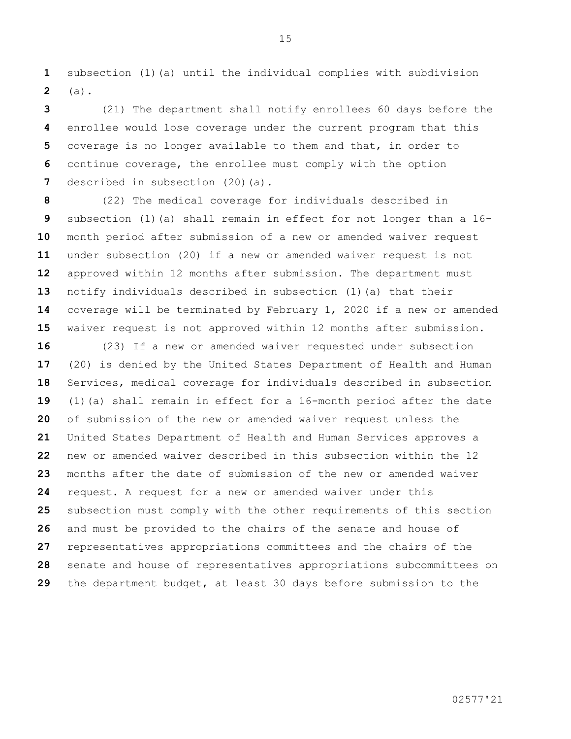subsection (1)(a) until the individual complies with subdivision (a).

(21) The department shall notify enrollees 60 days before the enrollee would lose coverage under the current program that this coverage is no longer available to them and that, in order to continue coverage, the enrollee must comply with the option described in subsection (20)(a).

(22) The medical coverage for individuals described in subsection (1)(a) shall remain in effect for not longer than a 16-month period after submission of a new or amended waiver request under subsection (20) if a new or amended waiver request is not approved within 12 months after submission. The department must notify individuals described in subsection (1)(a) that their coverage will be terminated by February 1, 2020 if a new or amended waiver request is not approved within 12 months after submission.

(23) If a new or amended waiver requested under subsection (20) is denied by the United States Department of Health and Human Services, medical coverage for individuals described in subsection (1)(a) shall remain in effect for a 16-month period after the date of submission of the new or amended waiver request unless the United States Department of Health and Human Services approves a new or amended waiver described in this subsection within the 12 months after the date of submission of the new or amended waiver request. A request for a new or amended waiver under this subsection must comply with the other requirements of this section and must be provided to the chairs of the senate and house of representatives appropriations committees and the chairs of the senate and house of representatives appropriations subcommittees on the department budget, at least 30 days before submission to the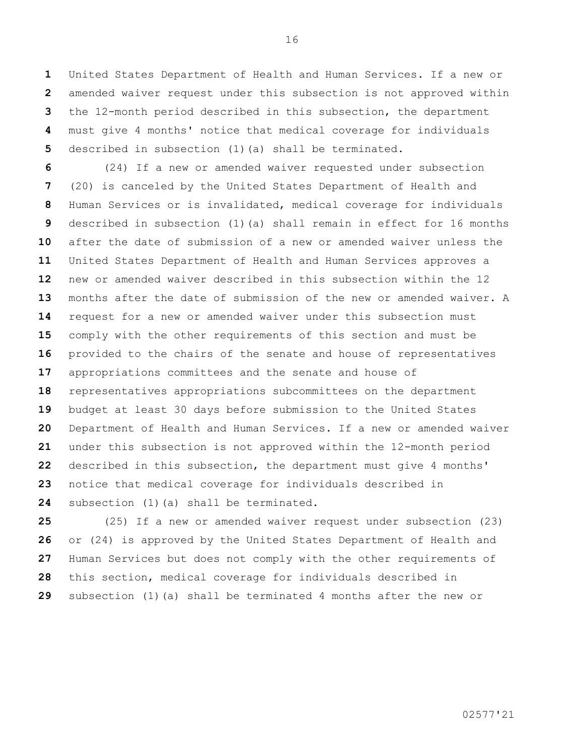United States Department of Health and Human Services. If a new or amended waiver request under this subsection is not approved within the 12-month period described in this subsection, the department must give 4 months' notice that medical coverage for individuals described in subsection (1)(a) shall be terminated.

(24) If a new or amended waiver requested under subsection (20) is canceled by the United States Department of Health and Human Services or is invalidated, medical coverage for individuals described in subsection (1)(a) shall remain in effect for 16 months after the date of submission of a new or amended waiver unless the United States Department of Health and Human Services approves a new or amended waiver described in this subsection within the 12 months after the date of submission of the new or amended waiver. A request for a new or amended waiver under this subsection must comply with the other requirements of this section and must be provided to the chairs of the senate and house of representatives appropriations committees and the senate and house of representatives appropriations subcommittees on the department budget at least 30 days before submission to the United States Department of Health and Human Services. If a new or amended waiver under this subsection is not approved within the 12-month period described in this subsection, the department must give 4 months' notice that medical coverage for individuals described in subsection (1)(a) shall be terminated.

(25) If a new or amended waiver request under subsection (23) or (24) is approved by the United States Department of Health and Human Services but does not comply with the other requirements of this section, medical coverage for individuals described in subsection (1)(a) shall be terminated 4 months after the new or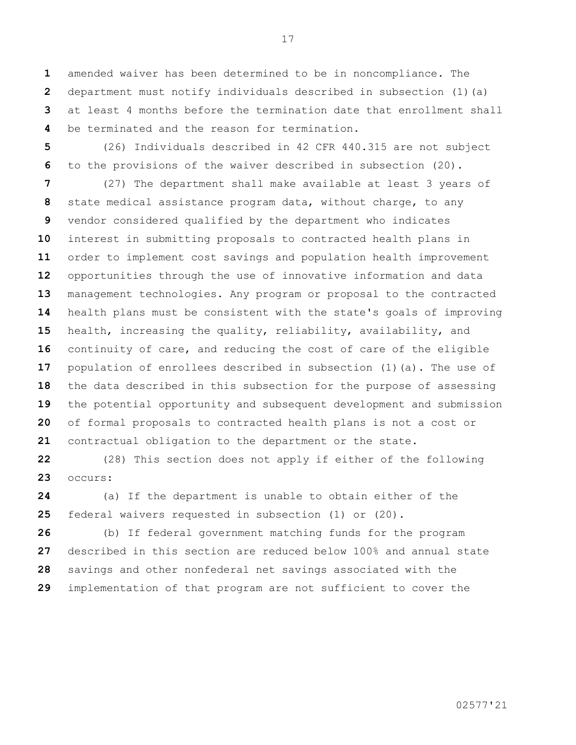amended waiver has been determined to be in noncompliance. The department must notify individuals described in subsection (1)(a) at least 4 months before the termination date that enrollment shall be terminated and the reason for termination.

(26) Individuals described in 42 CFR 440.315 are not subject to the provisions of the waiver described in subsection (20).

(27) The department shall make available at least 3 years of state medical assistance program data, without charge, to any vendor considered qualified by the department who indicates interest in submitting proposals to contracted health plans in order to implement cost savings and population health improvement opportunities through the use of innovative information and data management technologies. Any program or proposal to the contracted health plans must be consistent with the state's goals of improving health, increasing the quality, reliability, availability, and continuity of care, and reducing the cost of care of the eligible population of enrollees described in subsection (1)(a). The use of the data described in this subsection for the purpose of assessing the potential opportunity and subsequent development and submission of formal proposals to contracted health plans is not a cost or contractual obligation to the department or the state.

(28) This section does not apply if either of the following occurs:

(a) If the department is unable to obtain either of the federal waivers requested in subsection (1) or (20).

(b) If federal government matching funds for the program described in this section are reduced below 100% and annual state savings and other nonfederal net savings associated with the implementation of that program are not sufficient to cover the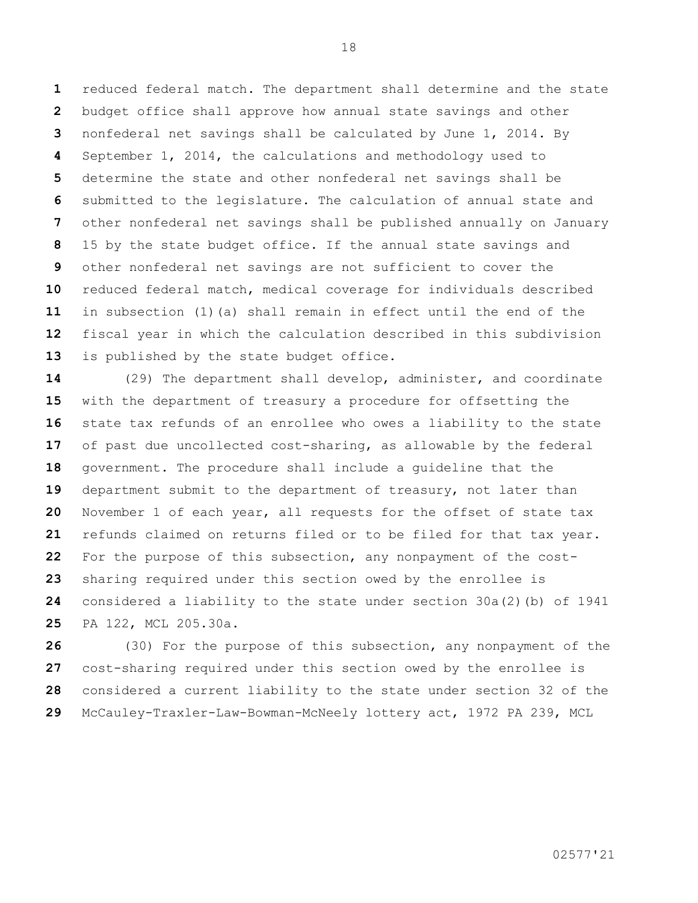reduced federal match. The department shall determine and the state budget office shall approve how annual state savings and other nonfederal net savings shall be calculated by June 1, 2014. By September 1, 2014, the calculations and methodology used to determine the state and other nonfederal net savings shall be submitted to the legislature. The calculation of annual state and other nonfederal net savings shall be published annually on January 15 by the state budget office. If the annual state savings and other nonfederal net savings are not sufficient to cover the reduced federal match, medical coverage for individuals described in subsection (1)(a) shall remain in effect until the end of the fiscal year in which the calculation described in this subdivision is published by the state budget office.

(29) The department shall develop, administer, and coordinate with the department of treasury a procedure for offsetting the state tax refunds of an enrollee who owes a liability to the state of past due uncollected cost-sharing, as allowable by the federal government. The procedure shall include a guideline that the department submit to the department of treasury, not later than November 1 of each year, all requests for the offset of state tax refunds claimed on returns filed or to be filed for that tax year. For the purpose of this subsection, any nonpayment of the cost-sharing required under this section owed by the enrollee is considered a liability to the state under section 30a(2)(b) of 1941 PA 122, MCL 205.30a.

(30) For the purpose of this subsection, any nonpayment of the cost-sharing required under this section owed by the enrollee is considered a current liability to the state under section 32 of the McCauley-Traxler-Law-Bowman-McNeely lottery act, 1972 PA 239, MCL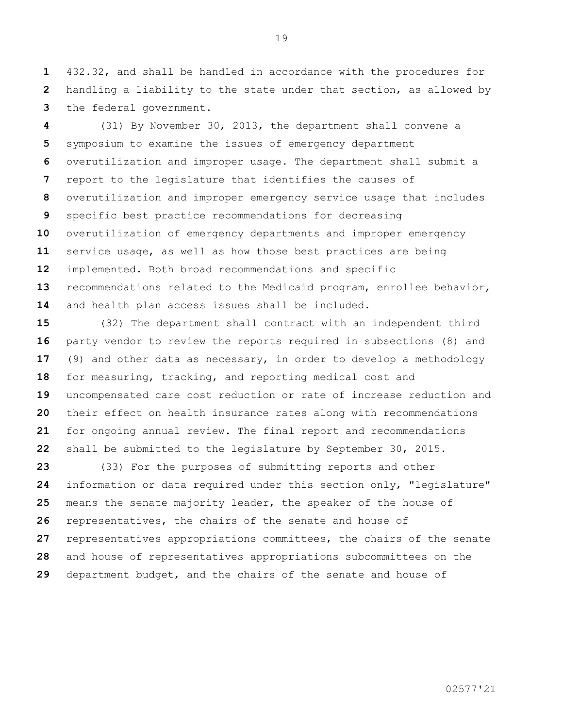432.32, and shall be handled in accordance with the procedures for handling a liability to the state under that section, as allowed by the federal government.

(31) By November 30, 2013, the department shall convene a symposium to examine the issues of emergency department overutilization and improper usage. The department shall submit a report to the legislature that identifies the causes of overutilization and improper emergency service usage that includes specific best practice recommendations for decreasing overutilization of emergency departments and improper emergency service usage, as well as how those best practices are being implemented. Both broad recommendations and specific recommendations related to the Medicaid program, enrollee behavior, and health plan access issues shall be included.

(32) The department shall contract with an independent third party vendor to review the reports required in subsections (8) and (9) and other data as necessary, in order to develop a methodology for measuring, tracking, and reporting medical cost and uncompensated care cost reduction or rate of increase reduction and their effect on health insurance rates along with recommendations for ongoing annual review. The final report and recommendations shall be submitted to the legislature by September 30, 2015.

(33) For the purposes of submitting reports and other information or data required under this section only, "legislature" means the senate majority leader, the speaker of the house of representatives, the chairs of the senate and house of representatives appropriations committees, the chairs of the senate and house of representatives appropriations subcommittees on the department budget, and the chairs of the senate and house of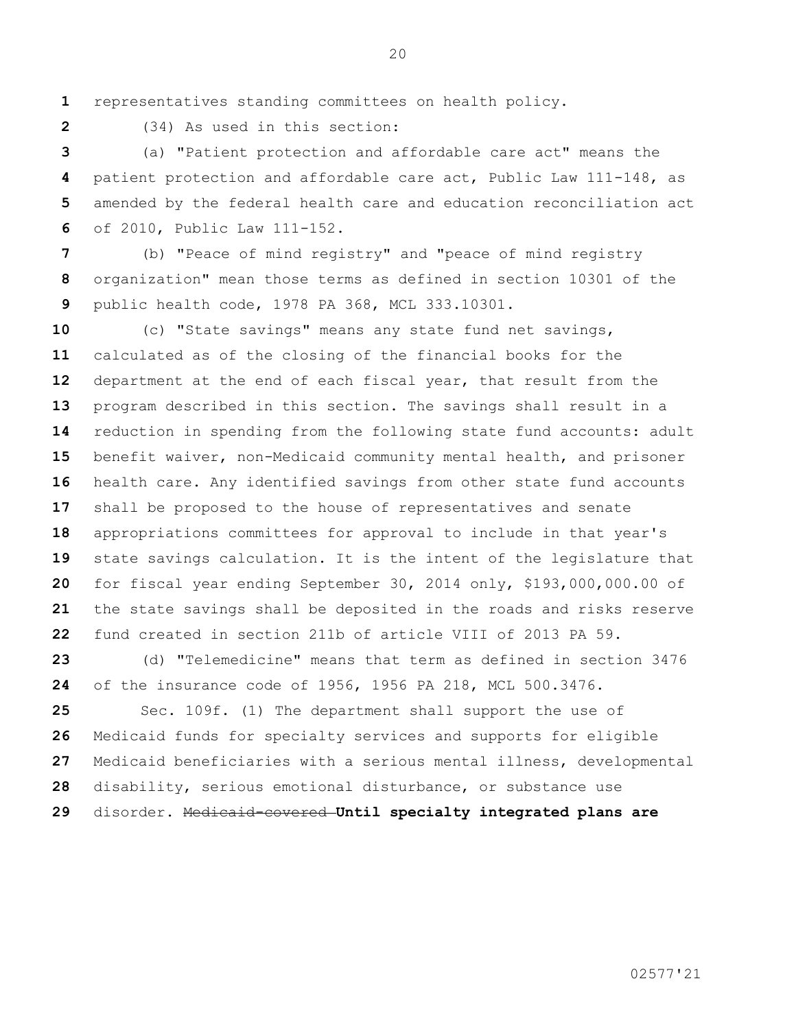representatives standing committees on health policy.

(34) As used in this section:

(a) "Patient protection and affordable care act" means the patient protection and affordable care act, Public Law 111-148, as amended by the federal health care and education reconciliation act of 2010, Public Law 111-152.

(b) "Peace of mind registry" and "peace of mind registry organization" mean those terms as defined in section 10301 of the public health code, 1978 PA 368, MCL 333.10301.

(c) "State savings" means any state fund net savings, calculated as of the closing of the financial books for the department at the end of each fiscal year, that result from the program described in this section. The savings shall result in a reduction in spending from the following state fund accounts: adult benefit waiver, non-Medicaid community mental health, and prisoner health care. Any identified savings from other state fund accounts shall be proposed to the house of representatives and senate appropriations committees for approval to include in that year's state savings calculation. It is the intent of the legislature that for fiscal year ending September 30, 2014 only, $193,000,000.00 of the state savings shall be deposited in the roads and risks reserve fund created in section 211b of article VIII of 2013 PA 59.

(d) "Telemedicine" means that term as defined in section 3476 of the insurance code of 1956, 1956 PA 218, MCL 500.3476.

Sec. 109f. (1) The department shall support the use of Medicaid funds for specialty services and supports for eligible Medicaid beneficiaries with a serious mental illness, developmental disability, serious emotional disturbance, or substance use disorder. ~~Medicaid-covered~~ **Until specialty integrated plans are**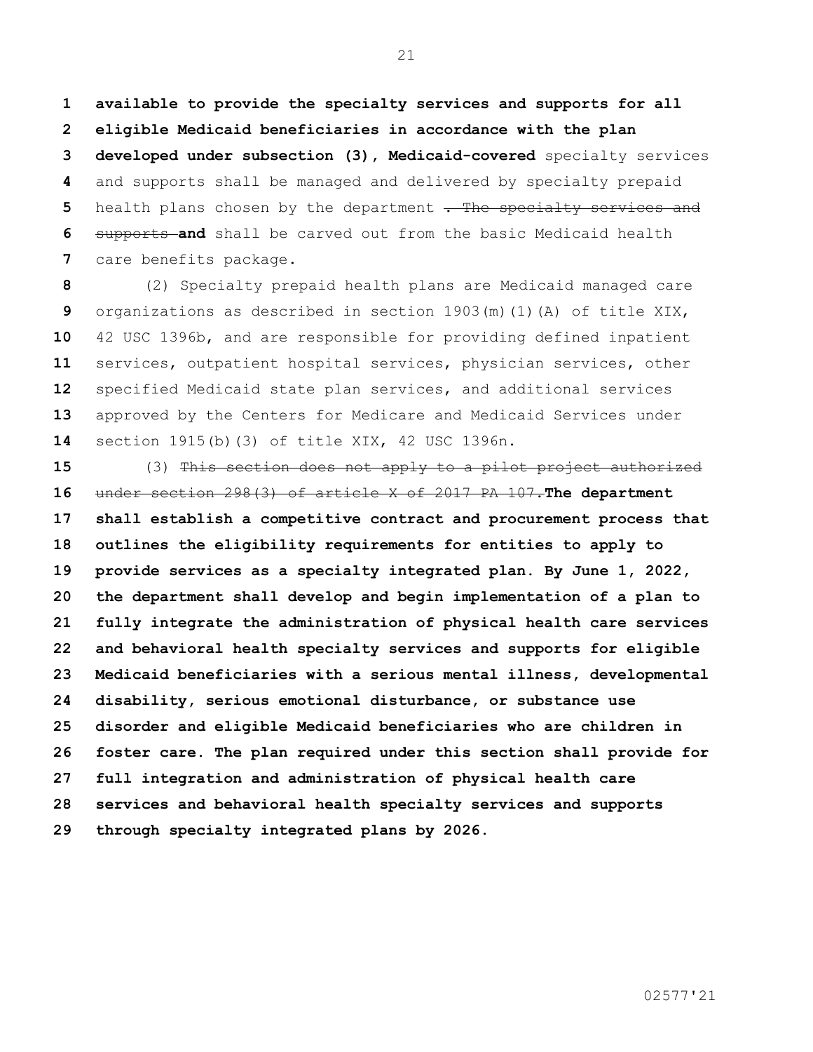**available to provide the specialty services and supports for all eligible Medicaid beneficiaries in accordance with the plan developed under subsection (3), Medicaid-covered** specialty services and supports shall be managed and delivered by specialty prepaid health plans chosen by the department ~~. The specialty services and supports~~ **and** shall be carved out from the basic Medicaid health care benefits package.

(2) Specialty prepaid health plans are Medicaid managed care organizations as described in section 1903(m)(1)(A) of title XIX, 42 USC 1396b, and are responsible for providing defined inpatient services, outpatient hospital services, physician services, other specified Medicaid state plan services, and additional services approved by the Centers for Medicare and Medicaid Services under section 1915(b)(3) of title XIX, 42 USC 1396n.

(3) ~~This section does not apply to a pilot project authorized under section 298(3) of article X of 2017 PA 107.~~ **The department shall establish a competitive contract and procurement process that outlines the eligibility requirements for entities to apply to provide services as a specialty integrated plan. By June 1, 2022, the department shall develop and begin implementation of a plan to fully integrate the administration of physical health care services and behavioral health specialty services and supports for eligible Medicaid beneficiaries with a serious mental illness, developmental disability, serious emotional disturbance, or substance use disorder and eligible Medicaid beneficiaries who are children in foster care. The plan required under this section shall provide for full integration and administration of physical health care services and behavioral health specialty services and supports through specialty integrated plans by 2026.**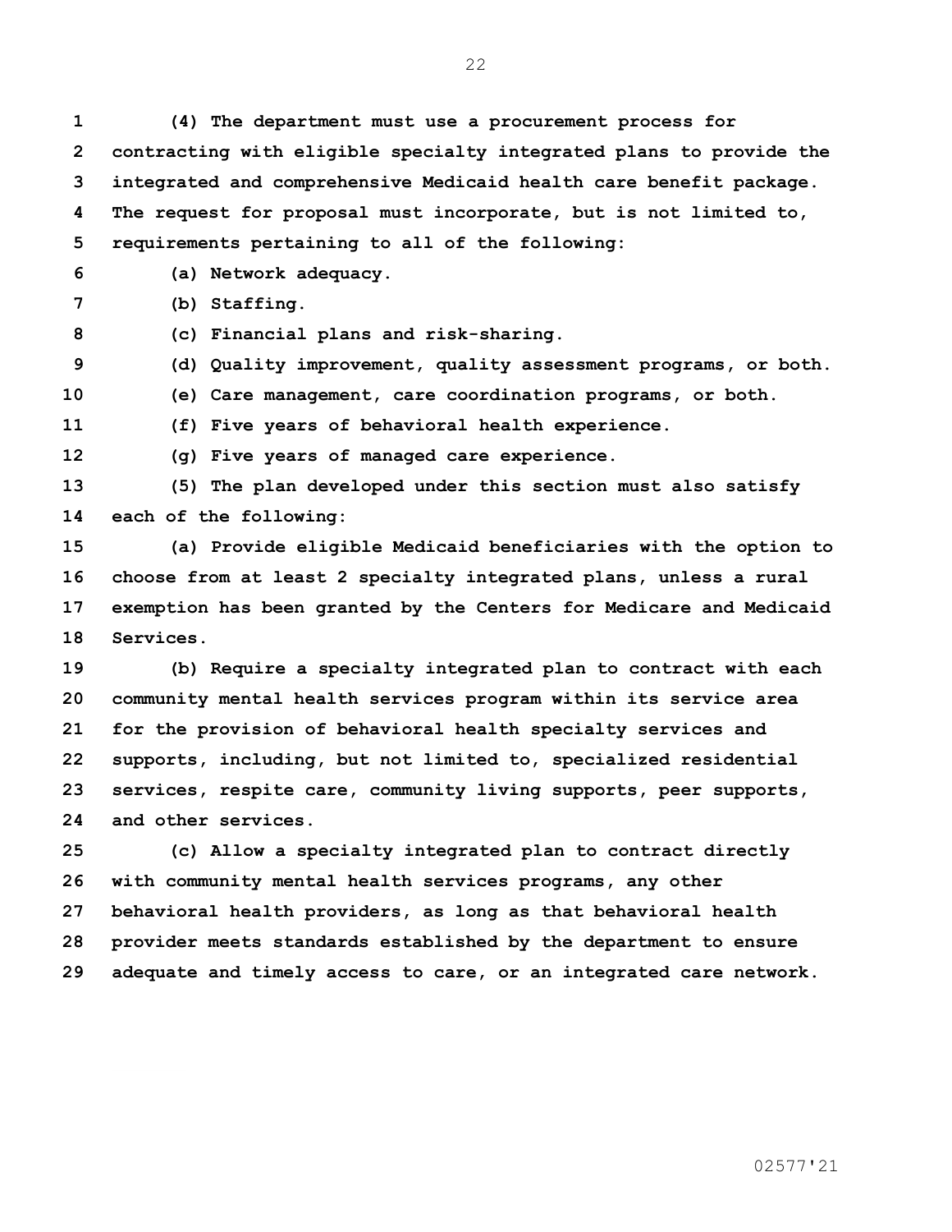**(4) The department must use a procurement process for contracting with eligible specialty integrated plans to provide the integrated and comprehensive Medicaid health care benefit package. The request for proposal must incorporate, but is not limited to, requirements pertaining to all of the following:**

**(a) Network adequacy.**

**(b) Staffing.**

**(c) Financial plans and risk-sharing.**

**(d) Quality improvement, quality assessment programs, or both.**

**(e) Care management, care coordination programs, or both.**

**(f) Five years of behavioral health experience.**

**(g) Five years of managed care experience.**

**(5) The plan developed under this section must also satisfy each of the following:**

**(a) Provide eligible Medicaid beneficiaries with the option to choose from at least 2 specialty integrated plans, unless a rural exemption has been granted by the Centers for Medicare and Medicaid Services.**

**(b) Require a specialty integrated plan to contract with each community mental health services program within its service area for the provision of behavioral health specialty services and supports, including, but not limited to, specialized residential services, respite care, community living supports, peer supports, and other services.**

**(c) Allow a specialty integrated plan to contract directly with community mental health services programs, any other behavioral health providers, as long as that behavioral health provider meets standards established by the department to ensure adequate and timely access to care, or an integrated care network.**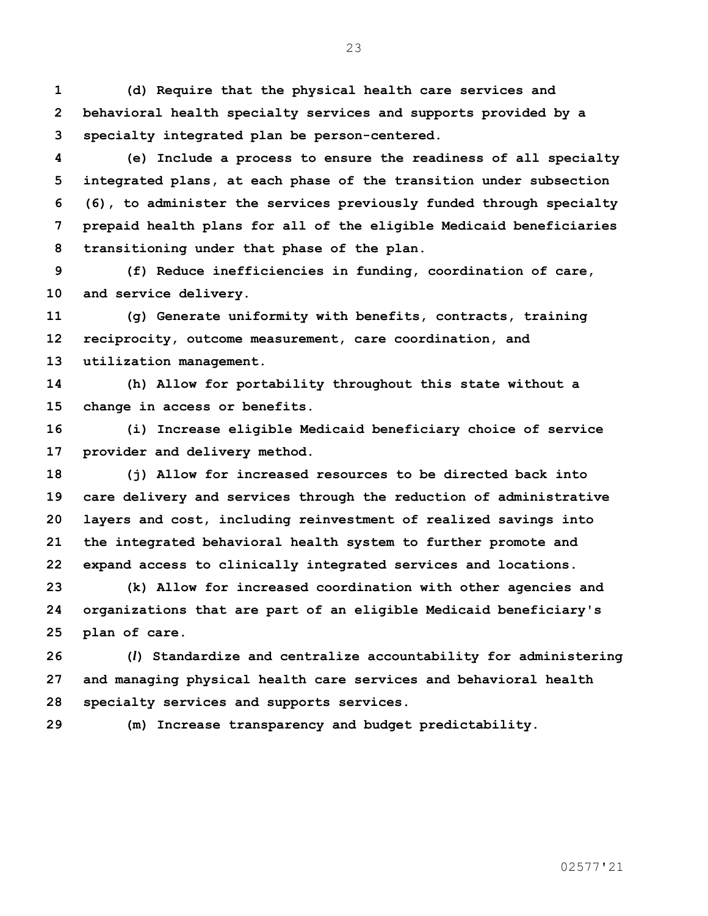**(d) Require that the physical health care services and behavioral health specialty services and supports provided by a specialty integrated plan be person-centered.**

**(e) Include a process to ensure the readiness of all specialty integrated plans, at each phase of the transition under subsection (6), to administer the services previously funded through specialty prepaid health plans for all of the eligible Medicaid beneficiaries transitioning under that phase of the plan.**

**(f) Reduce inefficiencies in funding, coordination of care, and service delivery.**

**(g) Generate uniformity with benefits, contracts, training reciprocity, outcome measurement, care coordination, and utilization management.**

**(h) Allow for portability throughout this state without a change in access or benefits.**

**(i) Increase eligible Medicaid beneficiary choice of service provider and delivery method.**

**(j) Allow for increased resources to be directed back into care delivery and services through the reduction of administrative layers and cost, including reinvestment of realized savings into the integrated behavioral health system to further promote and expand access to clinically integrated services and locations.**

**(k) Allow for increased coordination with other agencies and organizations that are part of an eligible Medicaid beneficiary's plan of care.**

**(*l*) Standardize and centralize accountability for administering and managing physical health care services and behavioral health specialty services and supports services.**

**(m) Increase transparency and budget predictability.**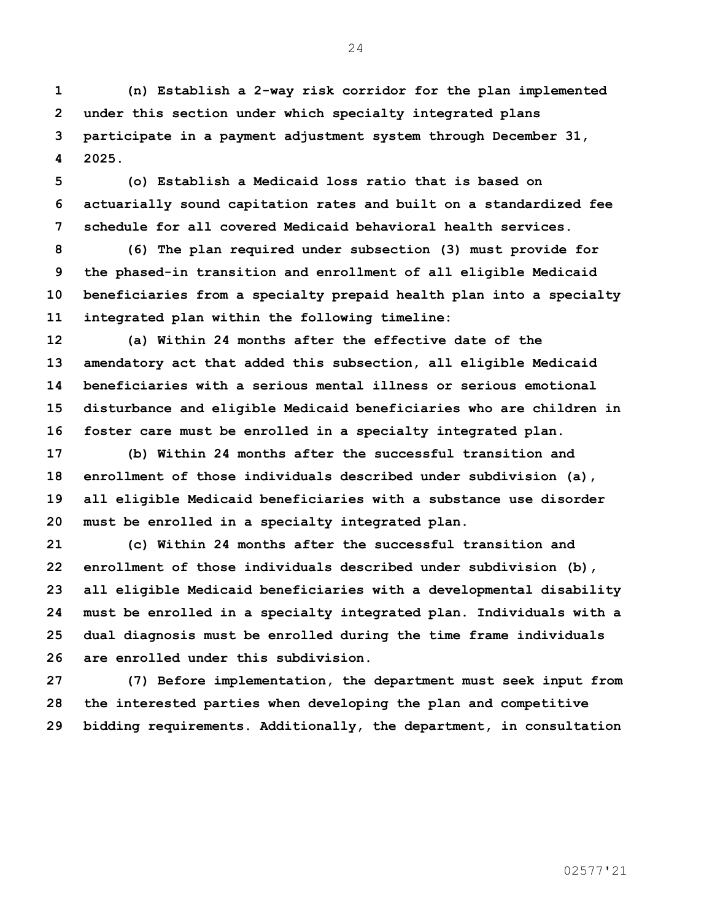**(n) Establish a 2-way risk corridor for the plan implemented under this section under which specialty integrated plans participate in a payment adjustment system through December 31, 2025.**

**(o) Establish a Medicaid loss ratio that is based on actuarially sound capitation rates and built on a standardized fee schedule for all covered Medicaid behavioral health services.**

**(6) The plan required under subsection (3) must provide for the phased-in transition and enrollment of all eligible Medicaid beneficiaries from a specialty prepaid health plan into a specialty integrated plan within the following timeline:**

**(a) Within 24 months after the effective date of the amendatory act that added this subsection, all eligible Medicaid beneficiaries with a serious mental illness or serious emotional disturbance and eligible Medicaid beneficiaries who are children in foster care must be enrolled in a specialty integrated plan.**

**(b) Within 24 months after the successful transition and enrollment of those individuals described under subdivision (a), all eligible Medicaid beneficiaries with a substance use disorder must be enrolled in a specialty integrated plan.**

**(c) Within 24 months after the successful transition and enrollment of those individuals described under subdivision (b), all eligible Medicaid beneficiaries with a developmental disability must be enrolled in a specialty integrated plan. Individuals with a dual diagnosis must be enrolled during the time frame individuals are enrolled under this subdivision.**

**(7) Before implementation, the department must seek input from the interested parties when developing the plan and competitive bidding requirements. Additionally, the department, in consultation**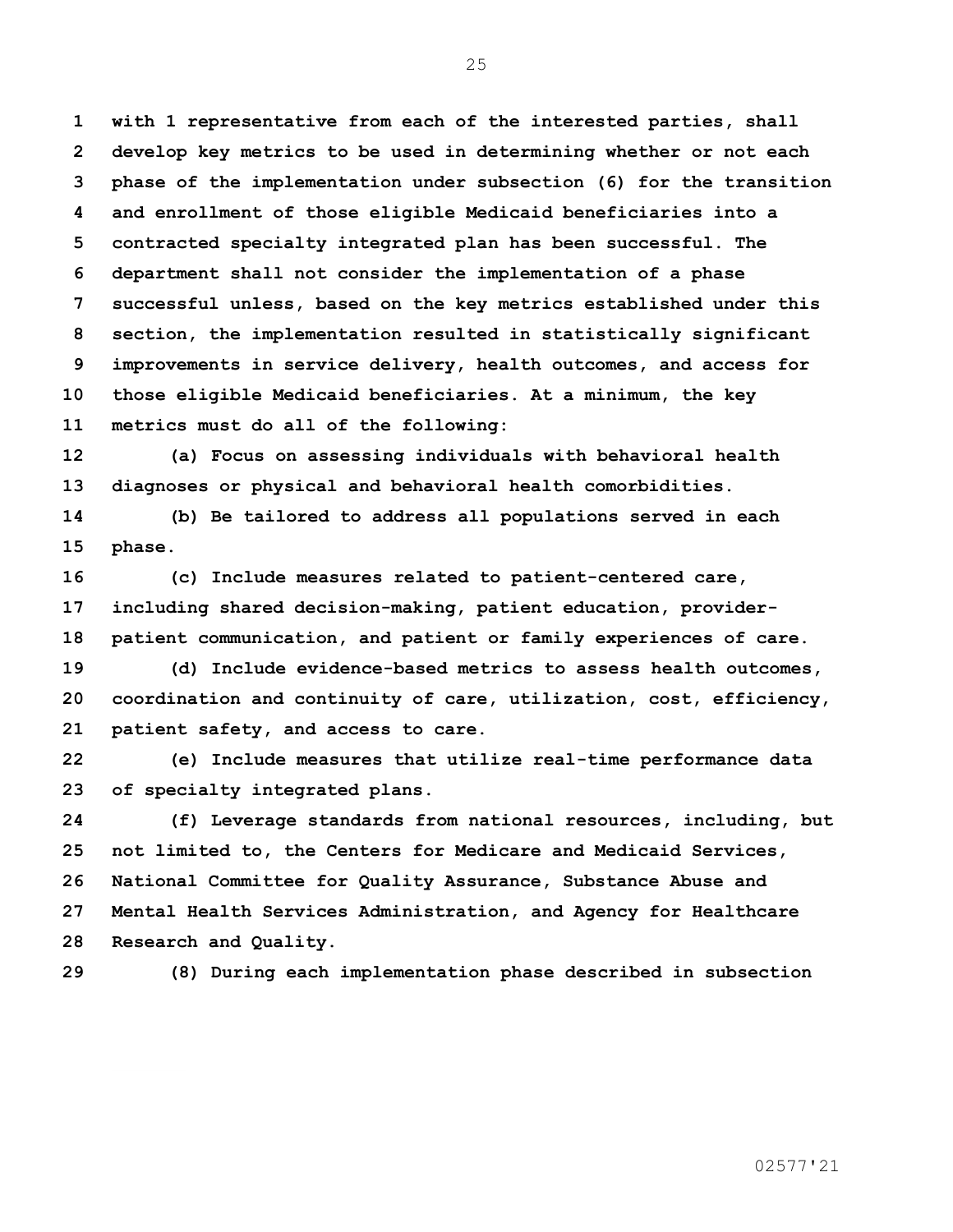with 1 representative from each of the interested parties, shall develop key metrics to be used in determining whether or not each phase of the implementation under subsection (6) for the transition and enrollment of those eligible Medicaid beneficiaries into a contracted specialty integrated plan has been successful. The department shall not consider the implementation of a phase successful unless, based on the key metrics established under this section, the implementation resulted in statistically significant improvements in service delivery, health outcomes, and access for those eligible Medicaid beneficiaries. At a minimum, the key metrics must do all of the following:

(a) Focus on assessing individuals with behavioral health diagnoses or physical and behavioral health comorbidities.

(b) Be tailored to address all populations served in each phase.

(c) Include measures related to patient-centered care, including shared decision-making, patient education, provider-patient communication, and patient or family experiences of care.

(d) Include evidence-based metrics to assess health outcomes, coordination and continuity of care, utilization, cost, efficiency, patient safety, and access to care.

(e) Include measures that utilize real-time performance data of specialty integrated plans.

(f) Leverage standards from national resources, including, but not limited to, the Centers for Medicare and Medicaid Services, National Committee for Quality Assurance, Substance Abuse and Mental Health Services Administration, and Agency for Healthcare Research and Quality.

(8) During each implementation phase described in subsection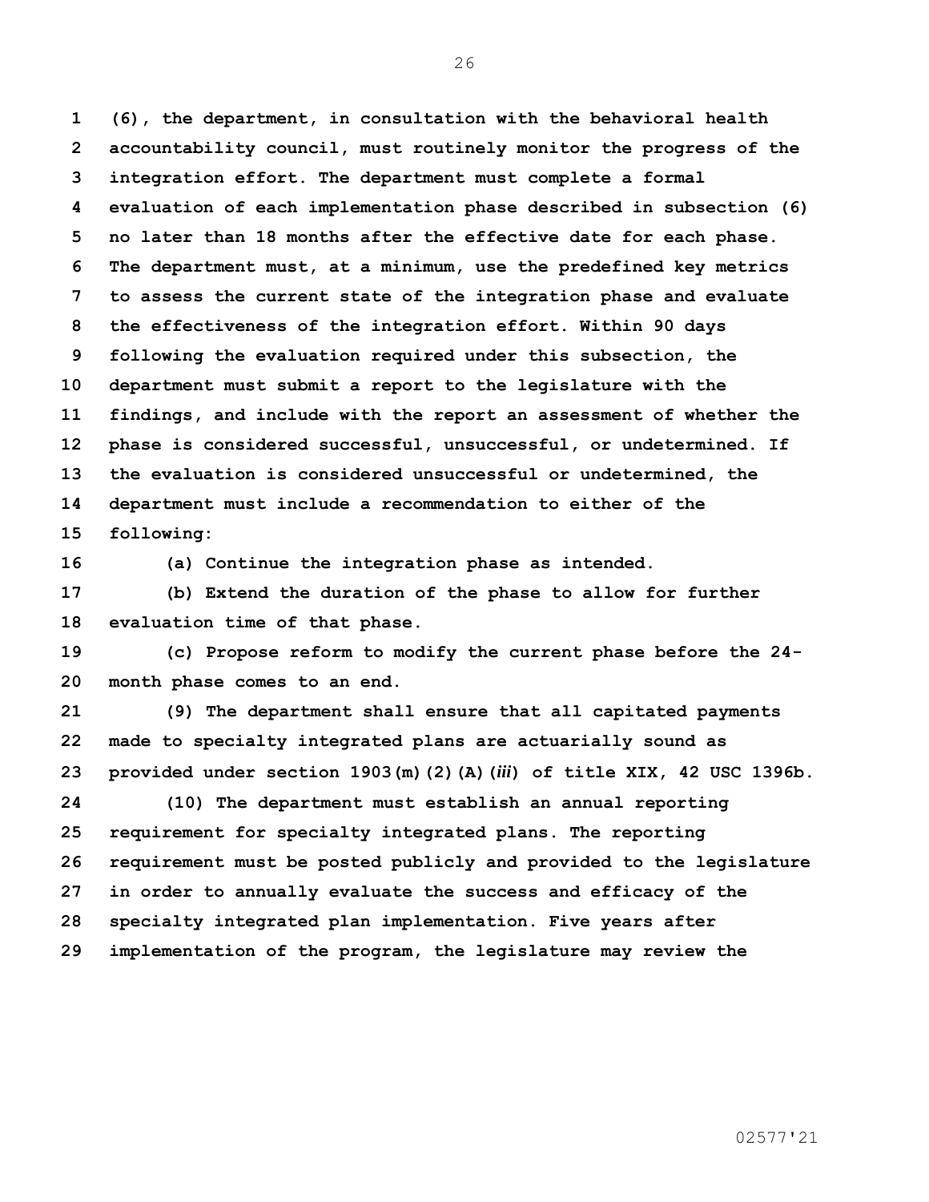**(6), the department, in consultation with the behavioral health accountability council, must routinely monitor the progress of the integration effort. The department must complete a formal evaluation of each implementation phase described in subsection (6) no later than 18 months after the effective date for each phase. The department must, at a minimum, use the predefined key metrics to assess the current state of the integration phase and evaluate the effectiveness of the integration effort. Within 90 days following the evaluation required under this subsection, the department must submit a report to the legislature with the findings, and include with the report an assessment of whether the phase is considered successful, unsuccessful, or undetermined. If the evaluation is considered unsuccessful or undetermined, the department must include a recommendation to either of the following:**

**(a) Continue the integration phase as intended.**

**(b) Extend the duration of the phase to allow for further evaluation time of that phase.**

**(c) Propose reform to modify the current phase before the 24-month phase comes to an end.**

**(9) The department shall ensure that all capitated payments made to specialty integrated plans are actuarially sound as provided under section 1903(m)(2)(A)(*iii*) of title XIX, 42 USC 1396b.**

**(10) The department must establish an annual reporting requirement for specialty integrated plans. The reporting requirement must be posted publicly and provided to the legislature in order to annually evaluate the success and efficacy of the specialty integrated plan implementation. Five years after implementation of the program, the legislature may review the**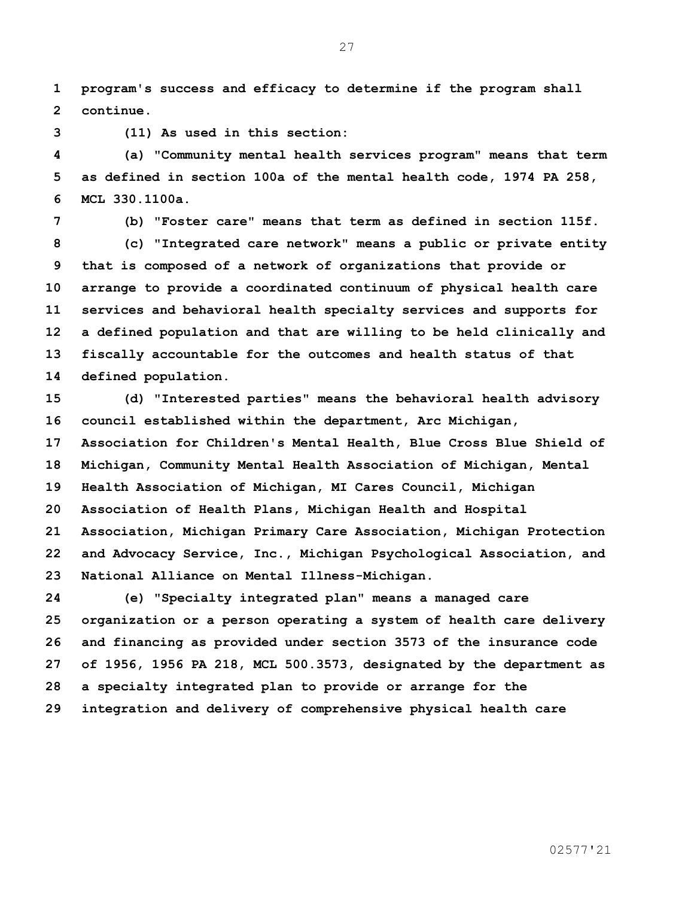**program's success and efficacy to determine if the program shall continue.**

**(11) As used in this section:**

**(a) "Community mental health services program" means that term as defined in section 100a of the mental health code, 1974 PA 258, MCL 330.1100a.**

**(b) "Foster care" means that term as defined in section 115f.**

**(c) "Integrated care network" means a public or private entity that is composed of a network of organizations that provide or arrange to provide a coordinated continuum of physical health care services and behavioral health specialty services and supports for a defined population and that are willing to be held clinically and fiscally accountable for the outcomes and health status of that defined population.**

**(d) "Interested parties" means the behavioral health advisory council established within the department, Arc Michigan, Association for Children's Mental Health, Blue Cross Blue Shield of Michigan, Community Mental Health Association of Michigan, Mental Health Association of Michigan, MI Cares Council, Michigan Association of Health Plans, Michigan Health and Hospital Association, Michigan Primary Care Association, Michigan Protection and Advocacy Service, Inc., Michigan Psychological Association, and National Alliance on Mental Illness-Michigan.**

**(e) "Specialty integrated plan" means a managed care organization or a person operating a system of health care delivery and financing as provided under section 3573 of the insurance code of 1956, 1956 PA 218, MCL 500.3573, designated by the department as a specialty integrated plan to provide or arrange for the integration and delivery of comprehensive physical health care**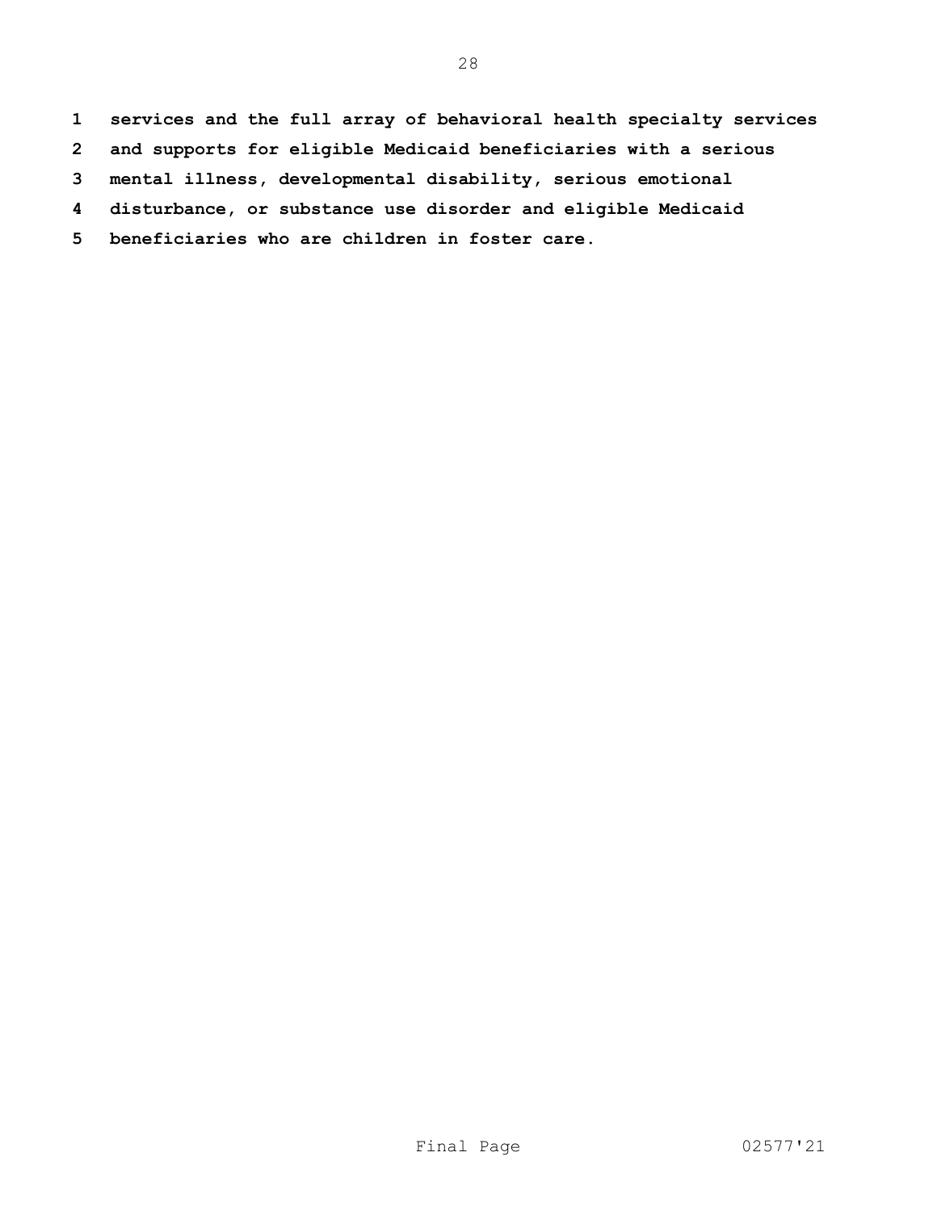**services and the full array of behavioral health specialty services and supports for eligible Medicaid beneficiaries with a serious mental illness, developmental disability, serious emotional disturbance, or substance use disorder and eligible Medicaid beneficiaries who are children in foster care.**